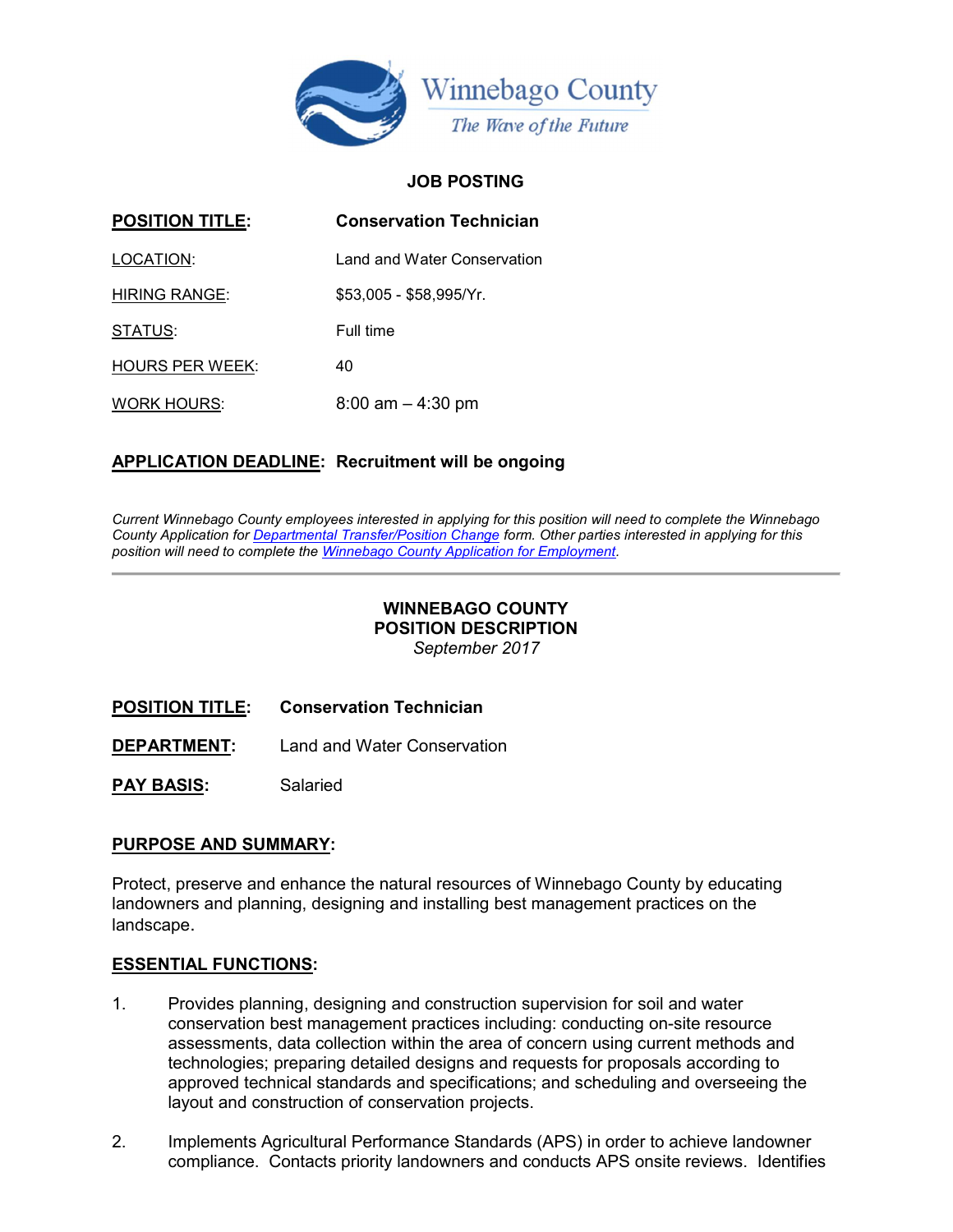Winnebago County
*The Wave of the Future*

**JOB POSTING**

**POSITION TITLE:** **Conservation Technician**

LOCATION: Land and Water Conservation

HIRING RANGE: $53,005 - $58,995/Yr.

STATUS: Full time

HOURS PER WEEK: 40

WORK HOURS: 8:00 am – 4:30 pm

**APPLICATION DEADLINE: Recruitment will be ongoing**

*Current Winnebago County employees interested in applying for this position will need to complete the Winnebago County Application for [Departmental Transfer/Position Change]() form. Other parties interested in applying for this position will need to complete the [Winnebago County Application for Employment]().*

---

**WINNEBAGO COUNTY**
**POSITION DESCRIPTION**
*September 2017*

**POSITION TITLE:** **Conservation Technician**

**DEPARTMENT:** Land and Water Conservation

**PAY BASIS:** Salaried

## PURPOSE AND SUMMARY:

Protect, preserve and enhance the natural resources of Winnebago County by educating landowners and planning, designing and installing best management practices on the landscape.

## ESSENTIAL FUNCTIONS:

1. Provides planning, designing and construction supervision for soil and water conservation best management practices including: conducting on-site resource assessments, data collection within the area of concern using current methods and technologies; preparing detailed designs and requests for proposals according to approved technical standards and specifications; and scheduling and overseeing the layout and construction of conservation projects.

2. Implements Agricultural Performance Standards (APS) in order to achieve landowner compliance. Contacts priority landowners and conducts APS onsite reviews. Identifies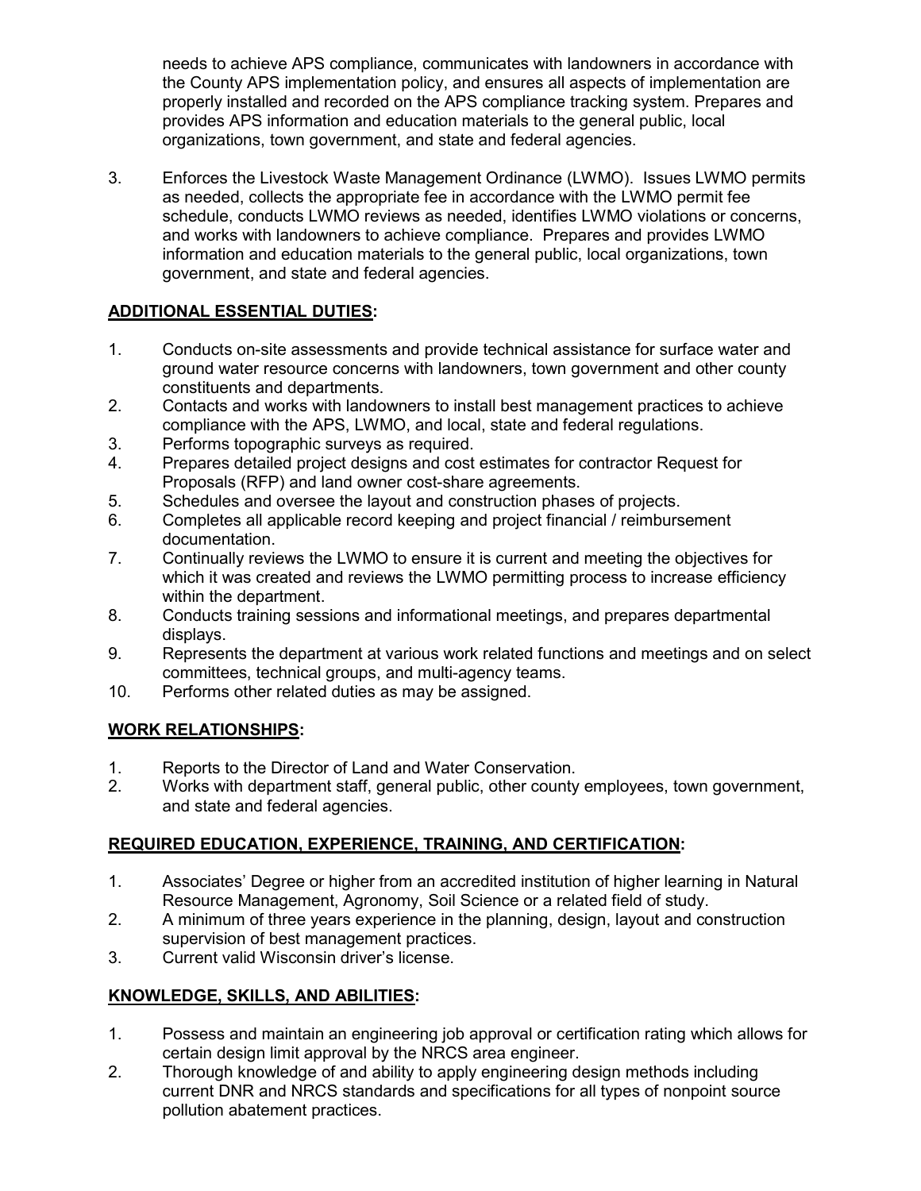needs to achieve APS compliance, communicates with landowners in accordance with the County APS implementation policy, and ensures all aspects of implementation are properly installed and recorded on the APS compliance tracking system. Prepares and provides APS information and education materials to the general public, local organizations, town government, and state and federal agencies.

3. Enforces the Livestock Waste Management Ordinance (LWMO). Issues LWMO permits as needed, collects the appropriate fee in accordance with the LWMO permit fee schedule, conducts LWMO reviews as needed, identifies LWMO violations or concerns, and works with landowners to achieve compliance. Prepares and provides LWMO information and education materials to the general public, local organizations, town government, and state and federal agencies.

## ADDITIONAL ESSENTIAL DUTIES:

1. Conducts on-site assessments and provide technical assistance for surface water and ground water resource concerns with landowners, town government and other county constituents and departments.
2. Contacts and works with landowners to install best management practices to achieve compliance with the APS, LWMO, and local, state and federal regulations.
3. Performs topographic surveys as required.
4. Prepares detailed project designs and cost estimates for contractor Request for Proposals (RFP) and land owner cost-share agreements.
5. Schedules and oversee the layout and construction phases of projects.
6. Completes all applicable record keeping and project financial / reimbursement documentation.
7. Continually reviews the LWMO to ensure it is current and meeting the objectives for which it was created and reviews the LWMO permitting process to increase efficiency within the department.
8. Conducts training sessions and informational meetings, and prepares departmental displays.
9. Represents the department at various work related functions and meetings and on select committees, technical groups, and multi-agency teams.
10. Performs other related duties as may be assigned.

## WORK RELATIONSHIPS:

1. Reports to the Director of Land and Water Conservation.
2. Works with department staff, general public, other county employees, town government, and state and federal agencies.

## REQUIRED EDUCATION, EXPERIENCE, TRAINING, AND CERTIFICATION:

1. Associates' Degree or higher from an accredited institution of higher learning in Natural Resource Management, Agronomy, Soil Science or a related field of study.
2. A minimum of three years experience in the planning, design, layout and construction supervision of best management practices.
3. Current valid Wisconsin driver's license.

## KNOWLEDGE, SKILLS, AND ABILITIES:

1. Possess and maintain an engineering job approval or certification rating which allows for certain design limit approval by the NRCS area engineer.
2. Thorough knowledge of and ability to apply engineering design methods including current DNR and NRCS standards and specifications for all types of nonpoint source pollution abatement practices.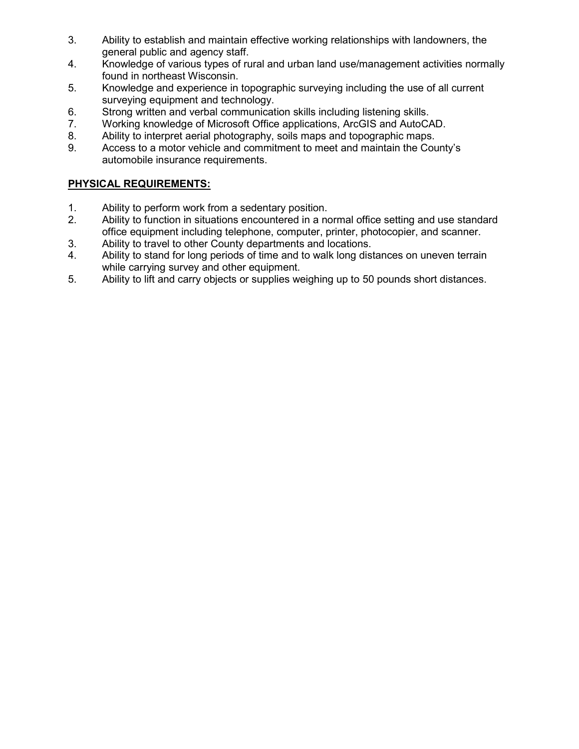3. Ability to establish and maintain effective working relationships with landowners, the general public and agency staff.
4. Knowledge of various types of rural and urban land use/management activities normally found in northeast Wisconsin.
5. Knowledge and experience in topographic surveying including the use of all current surveying equipment and technology.
6. Strong written and verbal communication skills including listening skills.
7. Working knowledge of Microsoft Office applications, ArcGIS and AutoCAD.
8. Ability to interpret aerial photography, soils maps and topographic maps.
9. Access to a motor vehicle and commitment to meet and maintain the County's automobile insurance requirements.

**PHYSICAL REQUIREMENTS:**

1. Ability to perform work from a sedentary position.
2. Ability to function in situations encountered in a normal office setting and use standard office equipment including telephone, computer, printer, photocopier, and scanner.
3. Ability to travel to other County departments and locations.
4. Ability to stand for long periods of time and to walk long distances on uneven terrain while carrying survey and other equipment.
5. Ability to lift and carry objects or supplies weighing up to 50 pounds short distances.